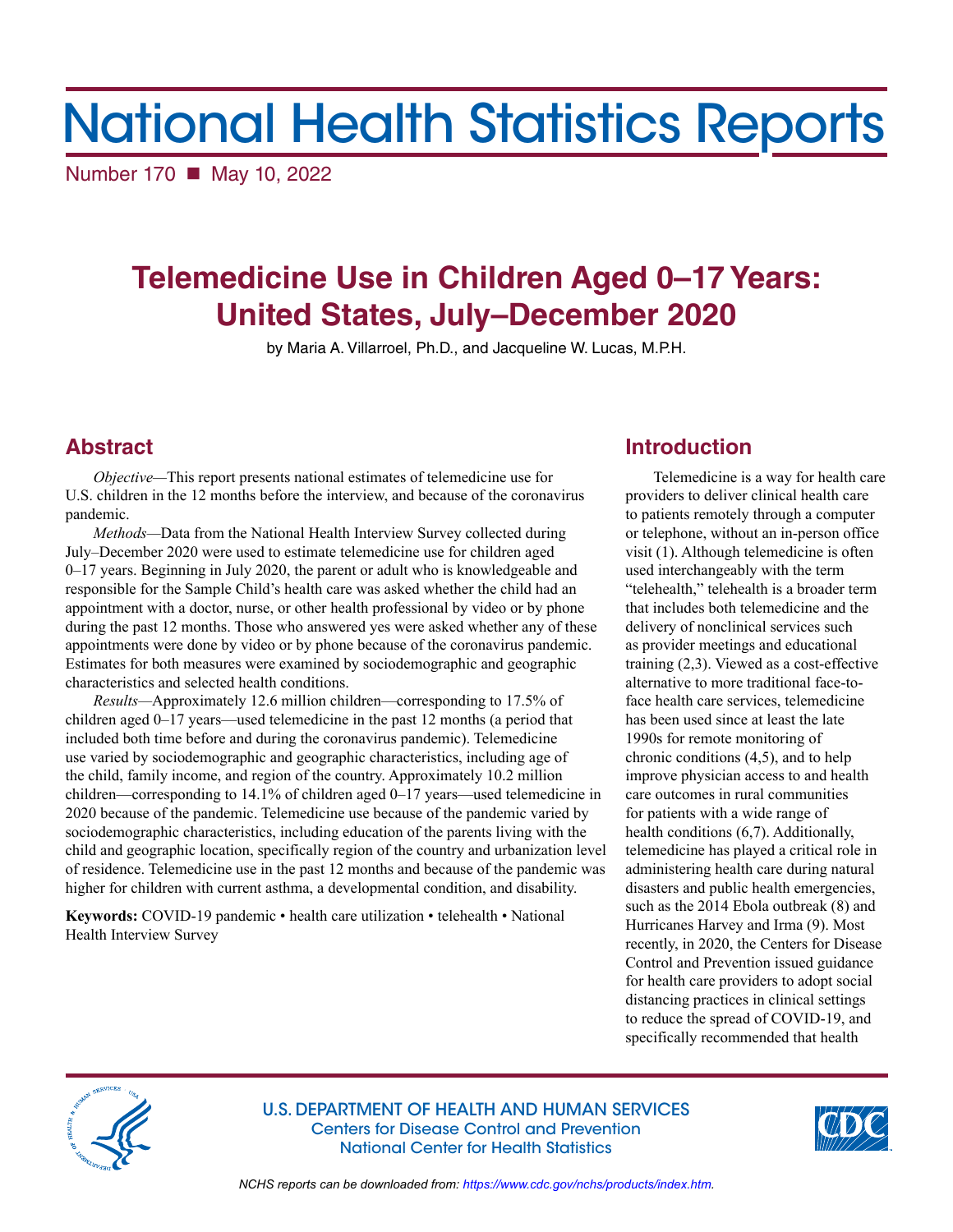# National Health Statistics Reports

Number 170 ■ May 10, 2022

# Telemedicine Use in Children Aged 0–17 Years: United States, July–December 2020

by Maria A. Villarroel, Ph.D., and Jacqueline W. Lucas, M.P.H.

## Abstract

*Objective*—This report presents national estimates of telemedicine use for U.S. children in the 12 months before the interview, and because of the coronavirus pandemic.

*Methods*—Data from the National Health Interview Survey collected during July–December 2020 were used to estimate telemedicine use for children aged 0–17 years. Beginning in July 2020, the parent or adult who is knowledgeable and responsible for the Sample Child's health care was asked whether the child had an appointment with a doctor, nurse, or other health professional by video or by phone during the past 12 months. Those who answered yes were asked whether any of these appointments were done by video or by phone because of the coronavirus pandemic. Estimates for both measures were examined by sociodemographic and geographic characteristics and selected health conditions.

*Results*—Approximately 12.6 million children—corresponding to 17.5% of children aged 0–17 years—used telemedicine in the past 12 months (a period that included both time before and during the coronavirus pandemic). Telemedicine use varied by sociodemographic and geographic characteristics, including age of the child, family income, and region of the country. Approximately 10.2 million children—corresponding to 14.1% of children aged 0–17 years—used telemedicine in 2020 because of the pandemic. Telemedicine use because of the pandemic varied by sociodemographic characteristics, including education of the parents living with the child and geographic location, specifically region of the country and urbanization level of residence. Telemedicine use in the past 12 months and because of the pandemic was higher for children with current asthma, a developmental condition, and disability.

**Keywords:** COVID-19 pandemic • health care utilization • telehealth • National Health Interview Survey

## Introduction

Telemedicine is a way for health care providers to deliver clinical health care to patients remotely through a computer or telephone, without an in-person office visit (1). Although telemedicine is often used interchangeably with the term "telehealth," telehealth is a broader term that includes both telemedicine and the delivery of nonclinical services such as provider meetings and educational training (2,3). Viewed as a cost-effective alternative to more traditional face-to-face health care services, telemedicine has been used since at least the late 1990s for remote monitoring of chronic conditions (4,5), and to help improve physician access to and health care outcomes in rural communities for patients with a wide range of health conditions (6,7). Additionally, telemedicine has played a critical role in administering health care during natural disasters and public health emergencies, such as the 2014 Ebola outbreak (8) and Hurricanes Harvey and Irma (9). Most recently, in 2020, the Centers for Disease Control and Prevention issued guidance for health care providers to adopt social distancing practices in clinical settings to reduce the spread of COVID-19, and specifically recommended that health

U.S. DEPARTMENT OF HEALTH AND HUMAN SERVICES
Centers for Disease Control and Prevention
National Center for Health Statistics

*NCHS reports can be downloaded from: https://www.cdc.gov/nchs/products/index.htm.*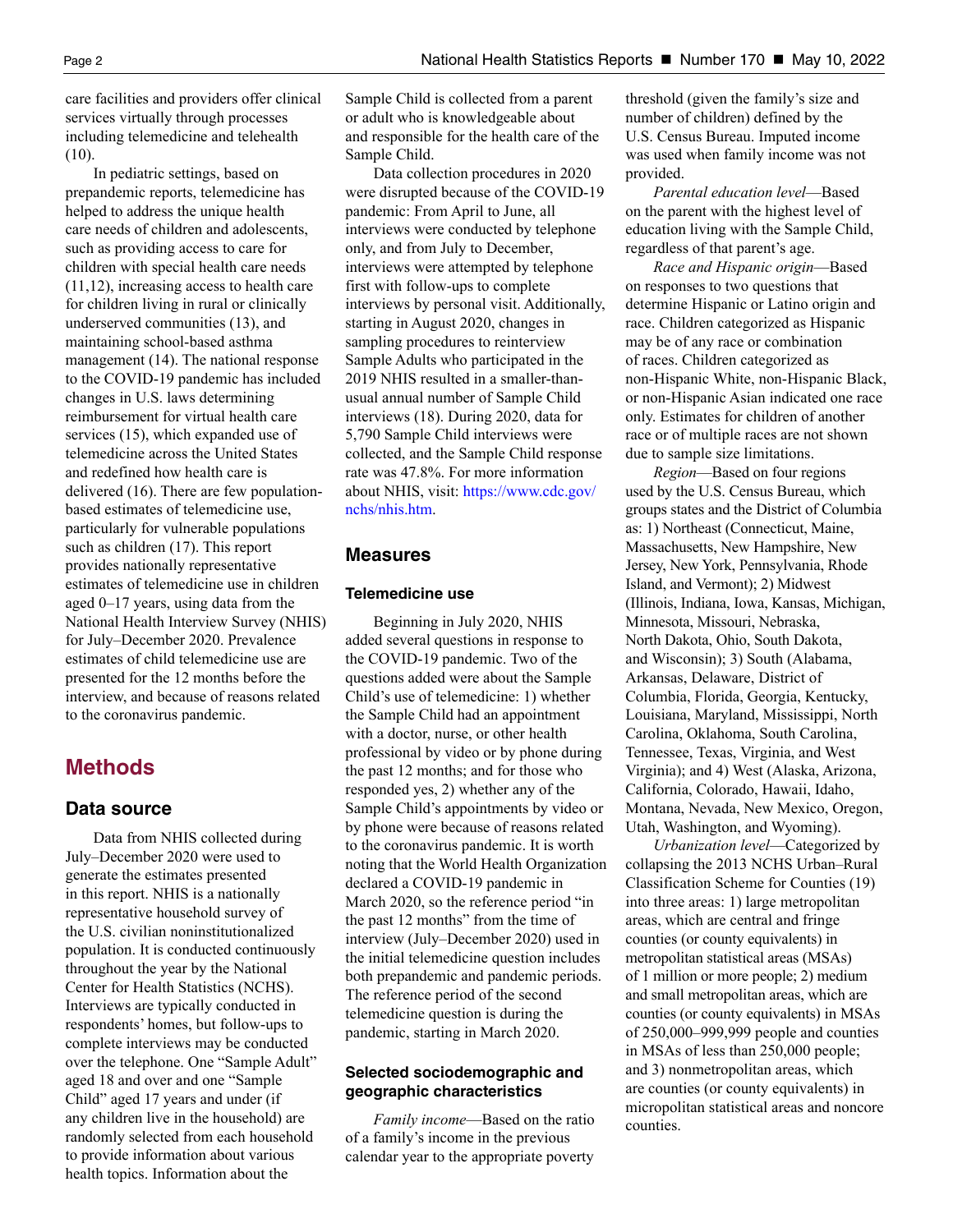care facilities and providers offer clinical services virtually through processes including telemedicine and telehealth (10).

In pediatric settings, based on prepandemic reports, telemedicine has helped to address the unique health care needs of children and adolescents, such as providing access to care for children with special health care needs (11,12), increasing access to health care for children living in rural or clinically underserved communities (13), and maintaining school-based asthma management (14). The national response to the COVID-19 pandemic has included changes in U.S. laws determining reimbursement for virtual health care services (15), which expanded use of telemedicine across the United States and redefined how health care is delivered (16). There are few population-based estimates of telemedicine use, particularly for vulnerable populations such as children (17). This report provides nationally representative estimates of telemedicine use in children aged 0–17 years, using data from the National Health Interview Survey (NHIS) for July–December 2020. Prevalence estimates of child telemedicine use are presented for the 12 months before the interview, and because of reasons related to the coronavirus pandemic.

# Methods

## Data source

Data from NHIS collected during July–December 2020 were used to generate the estimates presented in this report. NHIS is a nationally representative household survey of the U.S. civilian noninstitutionalized population. It is conducted continuously throughout the year by the National Center for Health Statistics (NCHS). Interviews are typically conducted in respondents' homes, but follow-ups to complete interviews may be conducted over the telephone. One "Sample Adult" aged 18 and over and one "Sample Child" aged 17 years and under (if any children live in the household) are randomly selected from each household to provide information about various health topics. Information about the Sample Child is collected from a parent or adult who is knowledgeable about and responsible for the health care of the Sample Child.

Data collection procedures in 2020 were disrupted because of the COVID-19 pandemic: From April to June, all interviews were conducted by telephone only, and from July to December, interviews were attempted by telephone first with follow-ups to complete interviews by personal visit. Additionally, starting in August 2020, changes in sampling procedures to reinterview Sample Adults who participated in the 2019 NHIS resulted in a smaller-than-usual annual number of Sample Child interviews (18). During 2020, data for 5,790 Sample Child interviews were collected, and the Sample Child response rate was 47.8%. For more information about NHIS, visit: https://www.cdc.gov/nchs/nhis.htm.

## Measures

### Telemedicine use

Beginning in July 2020, NHIS added several questions in response to the COVID-19 pandemic. Two of the questions added were about the Sample Child's use of telemedicine: 1) whether the Sample Child had an appointment with a doctor, nurse, or other health professional by video or by phone during the past 12 months; and for those who responded yes, 2) whether any of the Sample Child's appointments by video or by phone were because of reasons related to the coronavirus pandemic. It is worth noting that the World Health Organization declared a COVID-19 pandemic in March 2020, so the reference period "in the past 12 months" from the time of interview (July–December 2020) used in the initial telemedicine question includes both prepandemic and pandemic periods. The reference period of the second telemedicine question is during the pandemic, starting in March 2020.

### Selected sociodemographic and geographic characteristics

*Family income*—Based on the ratio of a family's income in the previous calendar year to the appropriate poverty threshold (given the family's size and number of children) defined by the U.S. Census Bureau. Imputed income was used when family income was not provided.

*Parental education level*—Based on the parent with the highest level of education living with the Sample Child, regardless of that parent's age.

*Race and Hispanic origin*—Based on responses to two questions that determine Hispanic or Latino origin and race. Children categorized as Hispanic may be of any race or combination of races. Children categorized as non-Hispanic White, non-Hispanic Black, or non-Hispanic Asian indicated one race only. Estimates for children of another race or of multiple races are not shown due to sample size limitations.

*Region*—Based on four regions used by the U.S. Census Bureau, which groups states and the District of Columbia as: 1) Northeast (Connecticut, Maine, Massachusetts, New Hampshire, New Jersey, New York, Pennsylvania, Rhode Island, and Vermont); 2) Midwest (Illinois, Indiana, Iowa, Kansas, Michigan, Minnesota, Missouri, Nebraska, North Dakota, Ohio, South Dakota, and Wisconsin); 3) South (Alabama, Arkansas, Delaware, District of Columbia, Florida, Georgia, Kentucky, Louisiana, Maryland, Mississippi, North Carolina, Oklahoma, South Carolina, Tennessee, Texas, Virginia, and West Virginia); and 4) West (Alaska, Arizona, California, Colorado, Hawaii, Idaho, Montana, Nevada, New Mexico, Oregon, Utah, Washington, and Wyoming).

*Urbanization level*—Categorized by collapsing the 2013 NCHS Urban–Rural Classification Scheme for Counties (19) into three areas: 1) large metropolitan areas, which are central and fringe counties (or county equivalents) in metropolitan statistical areas (MSAs) of 1 million or more people; 2) medium and small metropolitan areas, which are counties (or county equivalents) in MSAs of 250,000–999,999 people and counties in MSAs of less than 250,000 people; and 3) nonmetropolitan areas, which are counties (or county equivalents) in micropolitan statistical areas and noncore counties.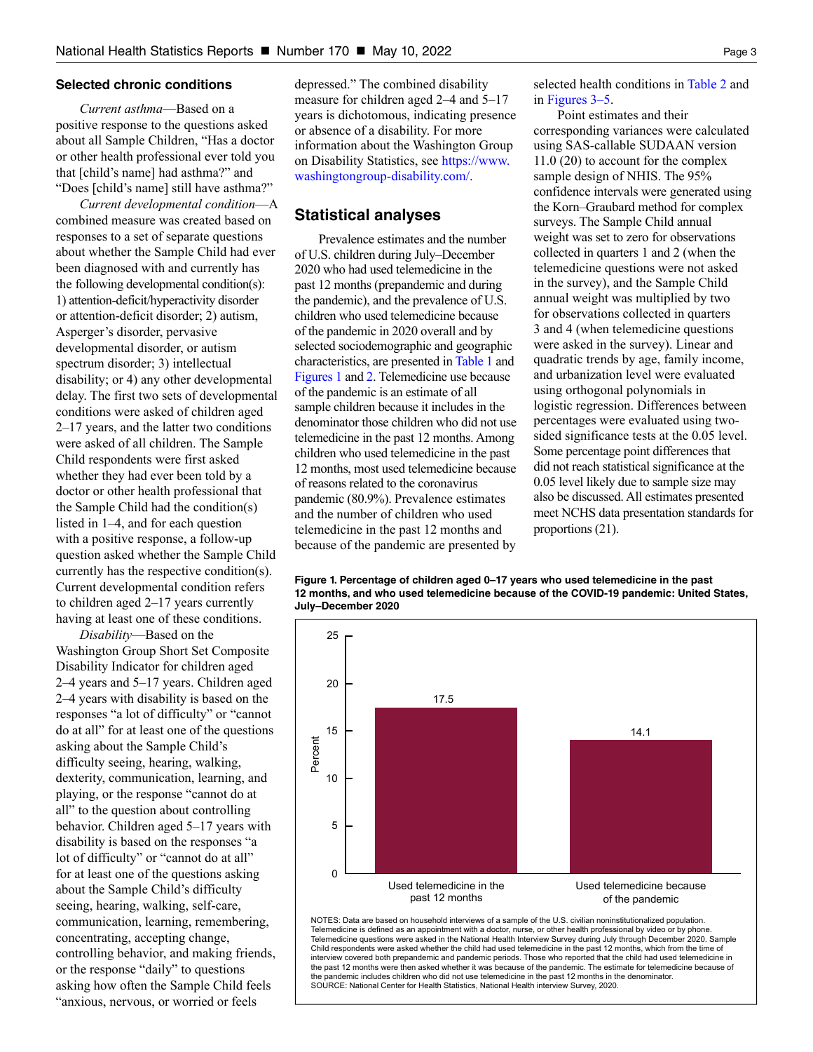### Selected chronic conditions

*Current asthma*—Based on a positive response to the questions asked about all Sample Children, "Has a doctor or other health professional ever told you that [child's name] had asthma?" and "Does [child's name] still have asthma?"

*Current developmental condition*—A combined measure was created based on responses to a set of separate questions about whether the Sample Child had ever been diagnosed with and currently has the following developmental condition(s): 1) attention-deficit/hyperactivity disorder or attention-deficit disorder; 2) autism, Asperger's disorder, pervasive developmental disorder, or autism spectrum disorder; 3) intellectual disability; or 4) any other developmental delay. The first two sets of developmental conditions were asked of children aged 2–17 years, and the latter two conditions were asked of all children. The Sample Child respondents were first asked whether they had ever been told by a doctor or other health professional that the Sample Child had the condition(s) listed in 1–4, and for each question with a positive response, a follow-up question asked whether the Sample Child currently has the respective condition(s). Current developmental condition refers to children aged 2–17 years currently having at least one of these conditions.

*Disability*—Based on the Washington Group Short Set Composite Disability Indicator for children aged 2–4 years and 5–17 years. Children aged 2–4 years with disability is based on the responses "a lot of difficulty" or "cannot do at all" for at least one of the questions asking about the Sample Child's difficulty seeing, hearing, walking, dexterity, communication, learning, and playing, or the response "cannot do at all" to the question about controlling behavior. Children aged 5–17 years with disability is based on the responses "a lot of difficulty" or "cannot do at all" for at least one of the questions asking about the Sample Child's difficulty seeing, hearing, walking, self-care, communication, learning, remembering, concentrating, accepting change, controlling behavior, and making friends, or the response "daily" to questions asking how often the Sample Child feels "anxious, nervous, or worried or feels depressed." The combined disability measure for children aged 2–4 and 5–17 years is dichotomous, indicating presence or absence of a disability. For more information about the Washington Group on Disability Statistics, see https://www.washingtongroup-disability.com/.

## Statistical analyses

Prevalence estimates and the number of U.S. children during July–December 2020 who had used telemedicine in the past 12 months (prepandemic and during the pandemic), and the prevalence of U.S. children who used telemedicine because of the pandemic in 2020 overall and by selected sociodemographic and geographic characteristics, are presented in Table 1 and Figures 1 and 2. Telemedicine use because of the pandemic is an estimate of all sample children because it includes in the denominator those children who did not use telemedicine in the past 12 months. Among children who used telemedicine in the past 12 months, most used telemedicine because of reasons related to the coronavirus pandemic (80.9%). Prevalence estimates and the number of children who used telemedicine in the past 12 months and because of the pandemic are presented by selected health conditions in Table 2 and in Figures 3–5.

Point estimates and their corresponding variances were calculated using SAS-callable SUDAAN version 11.0 (20) to account for the complex sample design of NHIS. The 95% confidence intervals were generated using the Korn–Graubard method for complex surveys. The Sample Child annual weight was set to zero for observations collected in quarters 1 and 2 (when the telemedicine questions were not asked in the survey), and the Sample Child annual weight was multiplied by two for observations collected in quarters 3 and 4 (when telemedicine questions were asked in the survey). Linear and quadratic trends by age, family income, and urbanization level were evaluated using orthogonal polynomials in logistic regression. Differences between percentages were evaluated using two-sided significance tests at the 0.05 level. Some percentage point differences that did not reach statistical significance at the 0.05 level likely due to sample size may also be discussed. All estimates presented meet NCHS data presentation standards for proportions (21).

**Figure 1. Percentage of children aged 0–17 years who used telemedicine in the past 12 months, and who used telemedicine because of the COVID-19 pandemic: United States, July–December 2020**

| | Percent |
|---|---|
| Used telemedicine in the past 12 months | 17.5 |
| Used telemedicine because of the pandemic | 14.1 |

NOTES: Data are based on household interviews of a sample of the U.S. civilian noninstitutionalized population. Telemedicine is defined as an appointment with a doctor, nurse, or other health professional by video or by phone. Telemedicine questions were asked in the National Health Interview Survey during July through December 2020. Sample Child respondents were asked whether the child had used telemedicine in the past 12 months, which from the time of interview covered both prepandemic and pandemic periods. Those who reported that the child had used telemedicine in the past 12 months were then asked whether it was because of the pandemic. The estimate for telemedicine because of the pandemic includes children who did not use telemedicine in the past 12 months in the denominator.
SOURCE: National Center for Health Statistics, National Health interview Survey, 2020.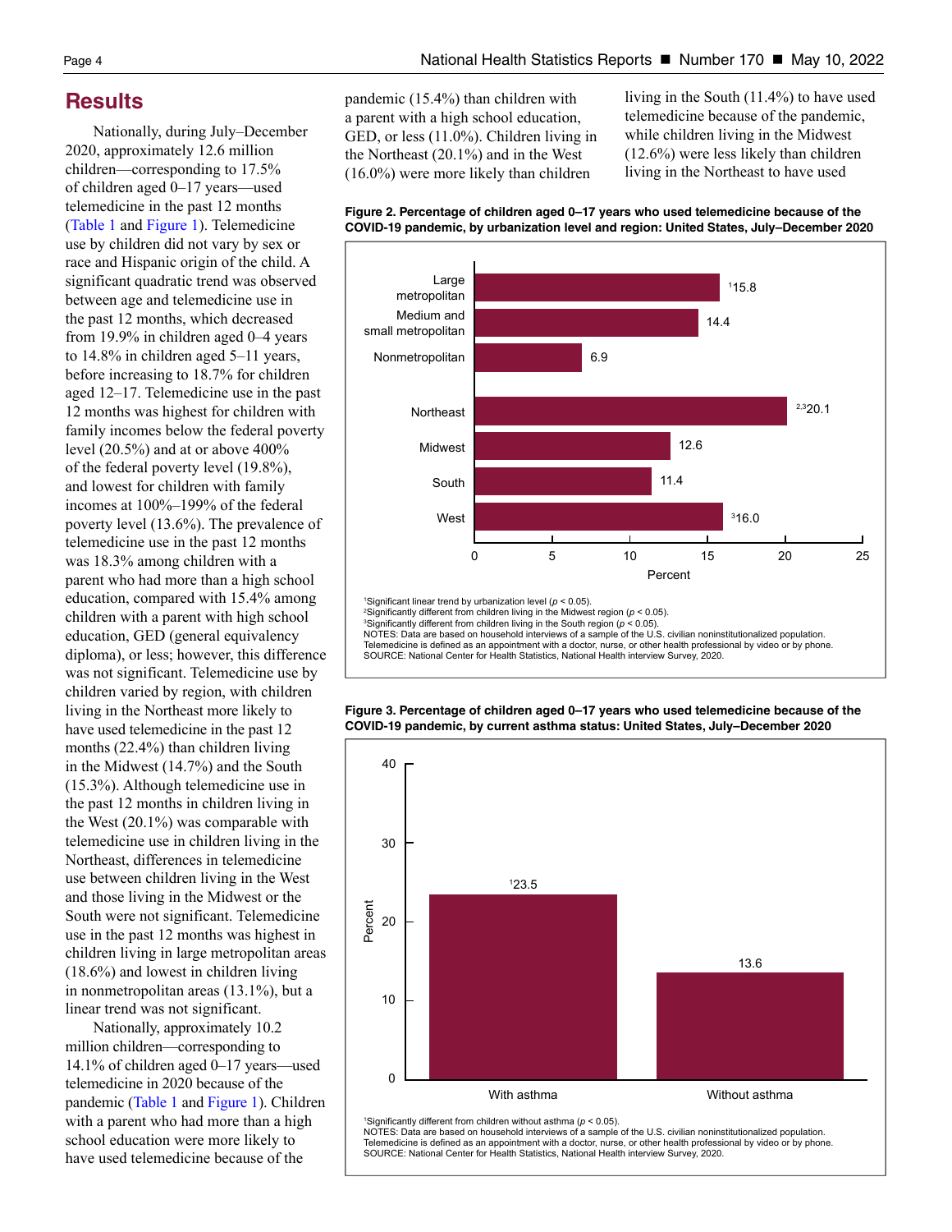## Results

Nationally, during July–December 2020, approximately 12.6 million children—corresponding to 17.5% of children aged 0–17 years—used telemedicine in the past 12 months (Table 1 and Figure 1). Telemedicine use by children did not vary by sex or race and Hispanic origin of the child. A significant quadratic trend was observed between age and telemedicine use in the past 12 months, which decreased from 19.9% in children aged 0–4 years to 14.8% in children aged 5–11 years, before increasing to 18.7% for children aged 12–17. Telemedicine use in the past 12 months was highest for children with family incomes below the federal poverty level (20.5%) and at or above 400% of the federal poverty level (19.8%), and lowest for children with family incomes at 100%–199% of the federal poverty level (13.6%). The prevalence of telemedicine use in the past 12 months was 18.3% among children with a parent who had more than a high school education, compared with 15.4% among children with a parent with high school education, GED (general equivalency diploma), or less; however, this difference was not significant. Telemedicine use by children varied by region, with children living in the Northeast more likely to have used telemedicine in the past 12 months (22.4%) than children living in the Midwest (14.7%) and the South (15.3%). Although telemedicine use in the past 12 months in children living in the West (20.1%) was comparable with telemedicine use in children living in the Northeast, differences in telemedicine use between children living in the West and those living in the Midwest or the South were not significant. Telemedicine use in the past 12 months was highest in children living in large metropolitan areas (18.6%) and lowest in children living in nonmetropolitan areas (13.1%), but a linear trend was not significant.

Nationally, approximately 10.2 million children—corresponding to 14.1% of children aged 0–17 years—used telemedicine in 2020 because of the pandemic (Table 1 and Figure 1). Children with a parent who had more than a high school education were more likely to have used telemedicine because of the pandemic (15.4%) than children with a parent with a high school education, GED, or less (11.0%). Children living in the Northeast (20.1%) and in the West (16.0%) were more likely than children living in the South (11.4%) to have used telemedicine because of the pandemic, while children living in the Midwest (12.6%) were less likely than children living in the Northeast to have used

**Figure 2. Percentage of children aged 0–17 years who used telemedicine because of the COVID-19 pandemic, by urbanization level and region: United States, July–December 2020**

| Category | Percent |
|---|---|
| Large metropolitan | [1]15.8 |
| Medium and small metropolitan | 14.4 |
| Nonmetropolitan | 6.9 |
| Northeast | [2,3]20.1 |
| Midwest | 12.6 |
| South | 11.4 |
| West | [3]16.0 |

[1]Significant linear trend by urbanization level ($p < 0.05$).
[2]Significantly different from children living in the Midwest region ($p < 0.05$).
[3]Significantly different from children living in the South region ($p < 0.05$).
NOTES: Data are based on household interviews of a sample of the U.S. civilian noninstitutionalized population. Telemedicine is defined as an appointment with a doctor, nurse, or other health professional by video or by phone.
SOURCE: National Center for Health Statistics, National Health interview Survey, 2020.

**Figure 3. Percentage of children aged 0–17 years who used telemedicine because of the COVID-19 pandemic, by current asthma status: United States, July–December 2020**

| Asthma status | Percent |
|---|---|
| With asthma | [1]23.5 |
| Without asthma | 13.6 |

[1]Significantly different from children without asthma ($p < 0.05$).
NOTES: Data are based on household interviews of a sample of the U.S. civilian noninstitutionalized population. Telemedicine is defined as an appointment with a doctor, nurse, or other health professional by video or by phone.
SOURCE: National Center for Health Statistics, National Health interview Survey, 2020.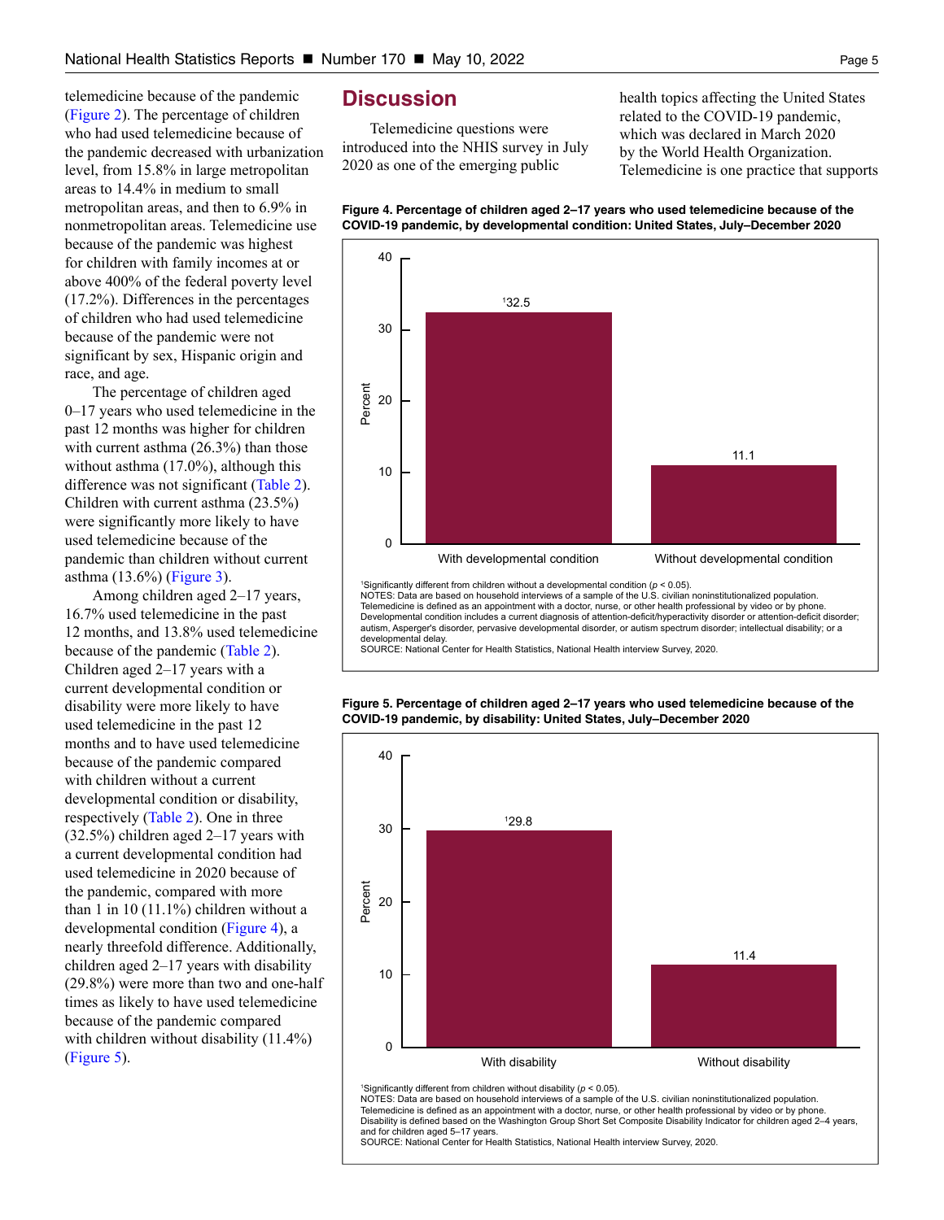telemedicine because of the pandemic (Figure 2). The percentage of children who had used telemedicine because of the pandemic decreased with urbanization level, from 15.8% in large metropolitan areas to 14.4% in medium to small metropolitan areas, and then to 6.9% in nonmetropolitan areas. Telemedicine use because of the pandemic was highest for children with family incomes at or above 400% of the federal poverty level (17.2%). Differences in the percentages of children who had used telemedicine because of the pandemic were not significant by sex, Hispanic origin and race, and age.

The percentage of children aged 0–17 years who used telemedicine in the past 12 months was higher for children with current asthma (26.3%) than those without asthma (17.0%), although this difference was not significant (Table 2). Children with current asthma (23.5%) were significantly more likely to have used telemedicine because of the pandemic than children without current asthma (13.6%) (Figure 3).

Among children aged 2–17 years, 16.7% used telemedicine in the past 12 months, and 13.8% used telemedicine because of the pandemic (Table 2). Children aged 2–17 years with a current developmental condition or disability were more likely to have used telemedicine in the past 12 months and to have used telemedicine because of the pandemic compared with children without a current developmental condition or disability, respectively (Table 2). One in three (32.5%) children aged 2–17 years with a current developmental condition had used telemedicine in 2020 because of the pandemic, compared with more than 1 in 10 (11.1%) children without a developmental condition (Figure 4), a nearly threefold difference. Additionally, children aged 2–17 years with disability (29.8%) were more than two and one-half times as likely to have used telemedicine because of the pandemic compared with children without disability (11.4%) (Figure 5).

## Discussion

Telemedicine questions were introduced into the NHIS survey in July 2020 as one of the emerging public health topics affecting the United States related to the COVID-19 pandemic, which was declared in March 2020 by the World Health Organization. Telemedicine is one practice that supports

**Figure 4. Percentage of children aged 2–17 years who used telemedicine because of the COVID-19 pandemic, by developmental condition: United States, July–December 2020**

| Developmental condition | Percent |
|---|---|
| With developmental condition | [1]32.5 |
| Without developmental condition | 11.1 |

[1]Significantly different from children without a developmental condition ($p < 0.05$).
NOTES: Data are based on household interviews of a sample of the U.S. civilian noninstitutionalized population. Telemedicine is defined as an appointment with a doctor, nurse, or other health professional by video or by phone. Developmental condition includes a current diagnosis of attention-deficit/hyperactivity disorder or attention-deficit disorder; autism, Asperger's disorder, pervasive developmental disorder, or autism spectrum disorder; intellectual disability; or a developmental delay.
SOURCE: National Center for Health Statistics, National Health interview Survey, 2020.

**Figure 5. Percentage of children aged 2–17 years who used telemedicine because of the COVID-19 pandemic, by disability: United States, July–December 2020**

| Disability | Percent |
|---|---|
| With disability | [1]29.8 |
| Without disability | 11.4 |

[1]Significantly different from children without disability ($p < 0.05$).
NOTES: Data are based on household interviews of a sample of the U.S. civilian noninstitutionalized population. Telemedicine is defined as an appointment with a doctor, nurse, or other health professional by video or by phone. Disability is defined based on the Washington Group Short Set Composite Disability Indicator for children aged 2–4 years, and for children aged 5–17 years.
SOURCE: National Center for Health Statistics, National Health interview Survey, 2020.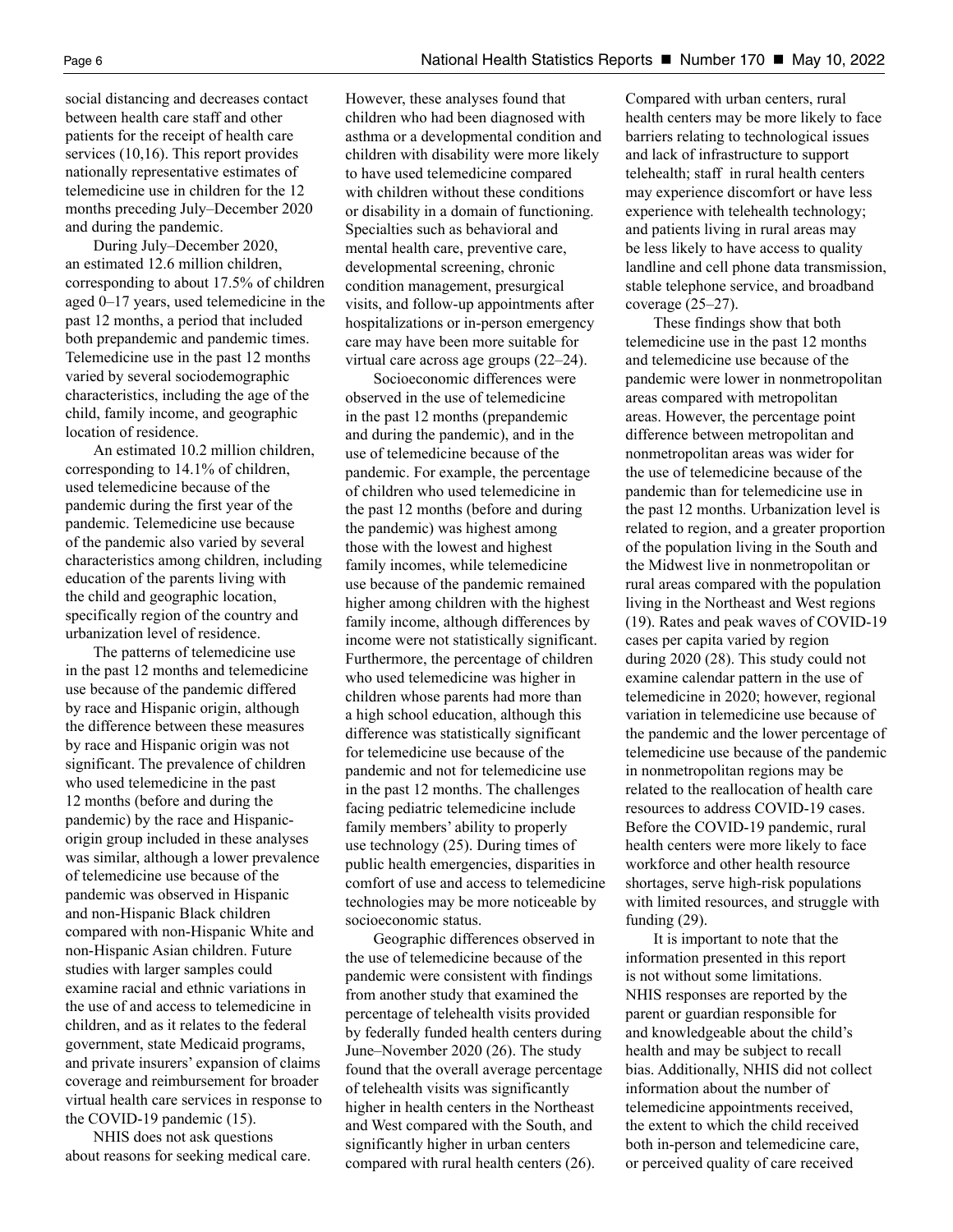social distancing and decreases contact between health care staff and other patients for the receipt of health care services (10,16). This report provides nationally representative estimates of telemedicine use in children for the 12 months preceding July–December 2020 and during the pandemic.

During July–December 2020, an estimated 12.6 million children, corresponding to about 17.5% of children aged 0–17 years, used telemedicine in the past 12 months, a period that included both prepandemic and pandemic times. Telemedicine use in the past 12 months varied by several sociodemographic characteristics, including the age of the child, family income, and geographic location of residence.

An estimated 10.2 million children, corresponding to 14.1% of children, used telemedicine because of the pandemic during the first year of the pandemic. Telemedicine use because of the pandemic also varied by several characteristics among children, including education of the parents living with the child and geographic location, specifically region of the country and urbanization level of residence.

The patterns of telemedicine use in the past 12 months and telemedicine use because of the pandemic differed by race and Hispanic origin, although the difference between these measures by race and Hispanic origin was not significant. The prevalence of children who used telemedicine in the past 12 months (before and during the pandemic) by the race and Hispanic-origin group included in these analyses was similar, although a lower prevalence of telemedicine use because of the pandemic was observed in Hispanic and non-Hispanic Black children compared with non-Hispanic White and non-Hispanic Asian children. Future studies with larger samples could examine racial and ethnic variations in the use of and access to telemedicine in children, and as it relates to the federal government, state Medicaid programs, and private insurers' expansion of claims coverage and reimbursement for broader virtual health care services in response to the COVID-19 pandemic (15).

NHIS does not ask questions about reasons for seeking medical care. However, these analyses found that children who had been diagnosed with asthma or a developmental condition and children with disability were more likely to have used telemedicine compared with children without these conditions or disability in a domain of functioning. Specialties such as behavioral and mental health care, preventive care, developmental screening, chronic condition management, presurgical visits, and follow-up appointments after hospitalizations or in-person emergency care may have been more suitable for virtual care across age groups (22–24).

Socioeconomic differences were observed in the use of telemedicine in the past 12 months (prepandemic and during the pandemic), and in the use of telemedicine because of the pandemic. For example, the percentage of children who used telemedicine in the past 12 months (before and during the pandemic) was highest among those with the lowest and highest family incomes, while telemedicine use because of the pandemic remained higher among children with the highest family income, although differences by income were not statistically significant. Furthermore, the percentage of children who used telemedicine was higher in children whose parents had more than a high school education, although this difference was statistically significant for telemedicine use because of the pandemic and not for telemedicine use in the past 12 months. The challenges facing pediatric telemedicine include family members' ability to properly use technology (25). During times of public health emergencies, disparities in comfort of use and access to telemedicine technologies may be more noticeable by socioeconomic status.

Geographic differences observed in the use of telemedicine because of the pandemic were consistent with findings from another study that examined the percentage of telehealth visits provided by federally funded health centers during June–November 2020 (26). The study found that the overall average percentage of telehealth visits was significantly higher in health centers in the Northeast and West compared with the South, and significantly higher in urban centers compared with rural health centers (26). Compared with urban centers, rural health centers may be more likely to face barriers relating to technological issues and lack of infrastructure to support telehealth; staff in rural health centers may experience discomfort or have less experience with telehealth technology; and patients living in rural areas may be less likely to have access to quality landline and cell phone data transmission, stable telephone service, and broadband coverage (25–27).

These findings show that both telemedicine use in the past 12 months and telemedicine use because of the pandemic were lower in nonmetropolitan areas compared with metropolitan areas. However, the percentage point difference between metropolitan and nonmetropolitan areas was wider for the use of telemedicine because of the pandemic than for telemedicine use in the past 12 months. Urbanization level is related to region, and a greater proportion of the population living in the South and the Midwest live in nonmetropolitan or rural areas compared with the population living in the Northeast and West regions (19). Rates and peak waves of COVID-19 cases per capita varied by region during 2020 (28). This study could not examine calendar pattern in the use of telemedicine in 2020; however, regional variation in telemedicine use because of the pandemic and the lower percentage of telemedicine use because of the pandemic in nonmetropolitan regions may be related to the reallocation of health care resources to address COVID-19 cases. Before the COVID-19 pandemic, rural health centers were more likely to face workforce and other health resource shortages, serve high-risk populations with limited resources, and struggle with funding (29).

It is important to note that the information presented in this report is not without some limitations. NHIS responses are reported by the parent or guardian responsible for and knowledgeable about the child's health and may be subject to recall bias. Additionally, NHIS did not collect information about the number of telemedicine appointments received, the extent to which the child received both in-person and telemedicine care, or perceived quality of care received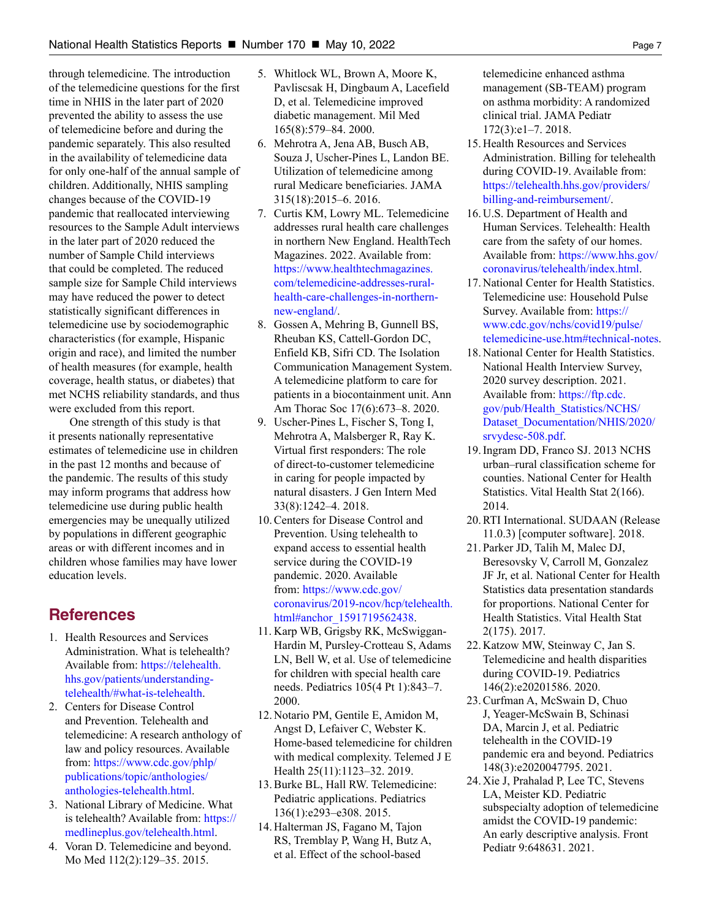through telemedicine. The introduction of the telemedicine questions for the first time in NHIS in the later part of 2020 prevented the ability to assess the use of telemedicine before and during the pandemic separately. This also resulted in the availability of telemedicine data for only one-half of the annual sample of children. Additionally, NHIS sampling changes because of the COVID-19 pandemic that reallocated interviewing resources to the Sample Adult interviews in the later part of 2020 reduced the number of Sample Child interviews that could be completed. The reduced sample size for Sample Child interviews may have reduced the power to detect statistically significant differences in telemedicine use by sociodemographic characteristics (for example, Hispanic origin and race), and limited the number of health measures (for example, health coverage, health status, or diabetes) that met NCHS reliability standards, and thus were excluded from this report.

One strength of this study is that it presents nationally representative estimates of telemedicine use in children in the past 12 months and because of the pandemic. The results of this study may inform programs that address how telemedicine use during public health emergencies may be unequally utilized by populations in different geographic areas or with different incomes and in children whose families may have lower education levels.

## References

1. Health Resources and Services Administration. What is telehealth? Available from: https://telehealth.hhs.gov/patients/understanding-telehealth/#what-is-telehealth.
2. Centers for Disease Control and Prevention. Telehealth and telemedicine: A research anthology of law and policy resources. Available from: https://www.cdc.gov/phlp/publications/topic/anthologies/anthologies-telehealth.html.
3. National Library of Medicine. What is telehealth? Available from: https://medlineplus.gov/telehealth.html.
4. Voran D. Telemedicine and beyond. Mo Med 112(2):129–35. 2015.
5. Whitlock WL, Brown A, Moore K, Pavliscsak H, Dingbaum A, Lacefield D, et al. Telemedicine improved diabetic management. Mil Med 165(8):579–84. 2000.
6. Mehrotra A, Jena AB, Busch AB, Souza J, Uscher-Pines L, Landon BE. Utilization of telemedicine among rural Medicare beneficiaries. JAMA 315(18):2015–6. 2016.
7. Curtis KM, Lowry ML. Telemedicine addresses rural health care challenges in northern New England. HealthTech Magazines. 2022. Available from: https://www.healthtechmagazines.com/telemedicine-addresses-rural-health-care-challenges-in-northern-new-england/.
8. Gossen A, Mehring B, Gunnell BS, Rheuban KS, Cattell-Gordon DC, Enfield KB, Sifri CD. The Isolation Communication Management System. A telemedicine platform to care for patients in a biocontainment unit. Ann Am Thorac Soc 17(6):673–8. 2020.
9. Uscher-Pines L, Fischer S, Tong I, Mehrotra A, Malsberger R, Ray K. Virtual first responders: The role of direct-to-customer telemedicine in caring for people impacted by natural disasters. J Gen Intern Med 33(8):1242–4. 2018.
10. Centers for Disease Control and Prevention. Using telehealth to expand access to essential health service during the COVID-19 pandemic. 2020. Available from: https://www.cdc.gov/coronavirus/2019-ncov/hcp/telehealth.html#anchor_1591719562438.
11. Karp WB, Grigsby RK, McSwiggan-Hardin M, Pursley-Crotteau S, Adams LN, Bell W, et al. Use of telemedicine for children with special health care needs. Pediatrics 105(4 Pt 1):843–7. 2000.
12. Notario PM, Gentile E, Amidon M, Angst D, Lefaiver C, Webster K. Home-based telemedicine for children with medical complexity. Telemed J E Health 25(11):1123–32. 2019.
13. Burke BL, Hall RW. Telemedicine: Pediatric applications. Pediatrics 136(1):e293–e308. 2015.
14. Halterman JS, Fagano M, Tajon RS, Tremblay P, Wang H, Butz A, et al. Effect of the school-based telemedicine enhanced asthma management (SB-TEAM) program on asthma morbidity: A randomized clinical trial. JAMA Pediatr 172(3):e1–7. 2018.
15. Health Resources and Services Administration. Billing for telehealth during COVID-19. Available from: https://telehealth.hhs.gov/providers/billing-and-reimbursement/.
16. U.S. Department of Health and Human Services. Telehealth: Health care from the safety of our homes. Available from: https://www.hhs.gov/coronavirus/telehealth/index.html.
17. National Center for Health Statistics. Telemedicine use: Household Pulse Survey. Available from: https://www.cdc.gov/nchs/covid19/pulse/telemedicine-use.htm#technical-notes.
18. National Center for Health Statistics. National Health Interview Survey, 2020 survey description. 2021. Available from: https://ftp.cdc.gov/pub/Health_Statistics/NCHS/Dataset_Documentation/NHIS/2020/srvydesc-508.pdf.
19. Ingram DD, Franco SJ. 2013 NCHS urban–rural classification scheme for counties. National Center for Health Statistics. Vital Health Stat 2(166). 2014.
20. RTI International. SUDAAN (Release 11.0.3) [computer software]. 2018.
21. Parker JD, Talih M, Malec DJ, Beresovsky V, Carroll M, Gonzalez JF Jr, et al. National Center for Health Statistics data presentation standards for proportions. National Center for Health Statistics. Vital Health Stat 2(175). 2017.
22. Katzow MW, Steinway C, Jan S. Telemedicine and health disparities during COVID-19. Pediatrics 146(2):e20201586. 2020.
23. Curfman A, McSwain D, Chuo J, Yeager-McSwain B, Schinasi DA, Marcin J, et al. Pediatric telehealth in the COVID-19 pandemic era and beyond. Pediatrics 148(3):e2020047795. 2021.
24. Xie J, Prahalad P, Lee TC, Stevens LA, Meister KD. Pediatric subspecialty adoption of telemedicine amidst the COVID-19 pandemic: An early descriptive analysis. Front Pediatr 9:648631. 2021.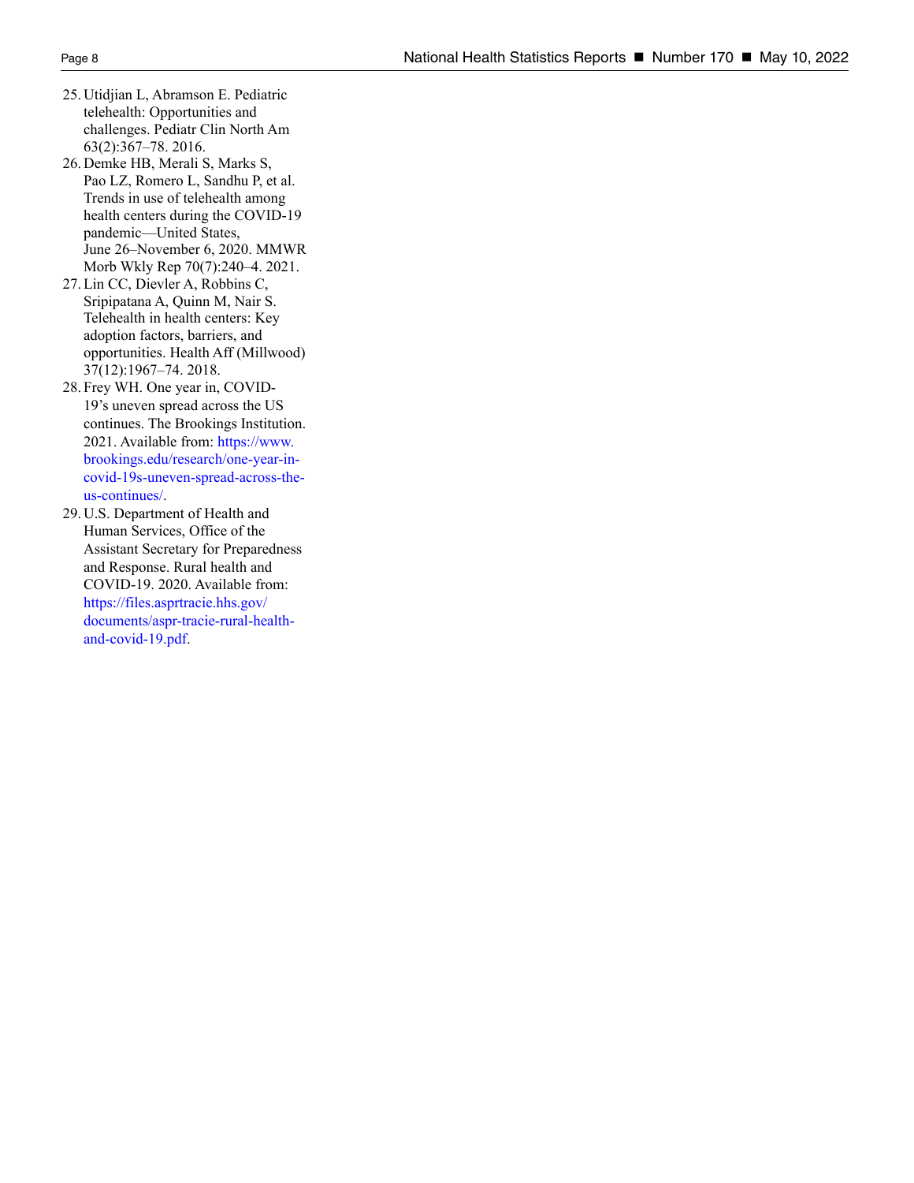25. Utidjian L, Abramson E. Pediatric telehealth: Opportunities and challenges. Pediatr Clin North Am 63(2):367–78. 2016.
26. Demke HB, Merali S, Marks S, Pao LZ, Romero L, Sandhu P, et al. Trends in use of telehealth among health centers during the COVID-19 pandemic—United States, June 26–November 6, 2020. MMWR Morb Wkly Rep 70(7):240–4. 2021.
27. Lin CC, Dievler A, Robbins C, Sripipatana A, Quinn M, Nair S. Telehealth in health centers: Key adoption factors, barriers, and opportunities. Health Aff (Millwood) 37(12):1967–74. 2018.
28. Frey WH. One year in, COVID-19's uneven spread across the US continues. The Brookings Institution. 2021. Available from: https://www.brookings.edu/research/one-year-in-covid-19s-uneven-spread-across-the-us-continues/.
29. U.S. Department of Health and Human Services, Office of the Assistant Secretary for Preparedness and Response. Rural health and COVID-19. 2020. Available from: https://files.asprtracie.hhs.gov/documents/aspr-tracie-rural-health-and-covid-19.pdf.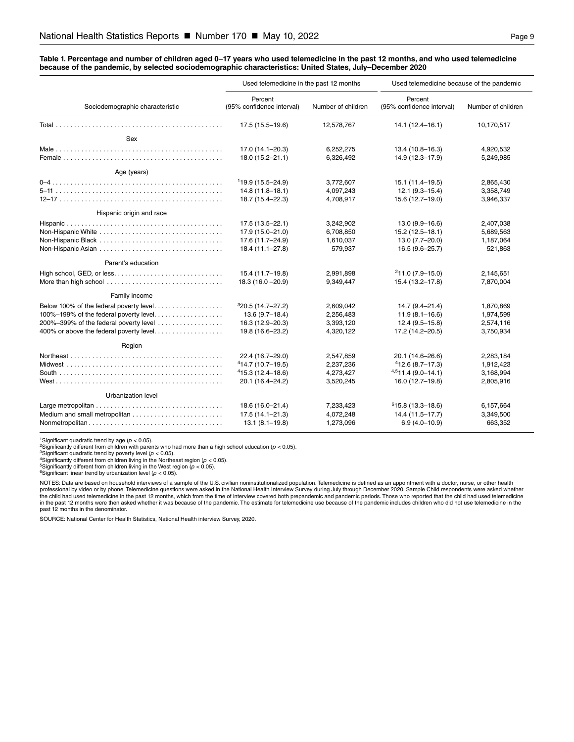**Table 1. Percentage and number of children aged 0–17 years who used telemedicine in the past 12 months, and who used telemedicine because of the pandemic, by selected sociodemographic characteristics: United States, July–December 2020**

| Sociodemographic characteristic | Used telemedicine in the past 12 months | | Used telemedicine because of the pandemic | |
|---|---|---|---|---|
| | Percent (95% confidence interval) | Number of children | Percent (95% confidence interval) | Number of children |
| Total | 17.5 (15.5–19.6) | 12,578,767 | 14.1 (12.4–16.1) | 10,170,517 |
| **Sex** | | | | |
| Male | 17.0 (14.1–20.3) | 6,252,275 | 13.4 (10.8–16.3) | 4,920,532 |
| Female | 18.0 (15.2–21.1) | 6,326,492 | 14.9 (12.3–17.9) | 5,249,985 |
| **Age (years)** | | | | |
| 0–4 | [1]19.9 (15.5–24.9) | 3,772,607 | 15.1 (11.4–19.5) | 2,865,430 |
| 5–11 | 14.8 (11.8–18.1) | 4,097,243 | 12.1 (9.3–15.4) | 3,358,749 |
| 12–17 | 18.7 (15.4–22.3) | 4,708,917 | 15.6 (12.7–19.0) | 3,946,337 |
| **Hispanic origin and race** | | | | |
| Hispanic | 17.5 (13.5–22.1) | 3,242,902 | 13.0 (9.9–16.6) | 2,407,038 |
| Non-Hispanic White | 17.9 (15.0–21.0) | 6,708,850 | 15.2 (12.5–18.1) | 5,689,563 |
| Non-Hispanic Black | 17.6 (11.7–24.9) | 1,610,037 | 13.0 (7.7–20.0) | 1,187,064 |
| Non-Hispanic Asian | 18.4 (11.1–27.8) | 579,937 | 16.5 (9.6–25.7) | 521,863 |
| **Parent's education** | | | | |
| High school, GED, or less | 15.4 (11.7–19.8) | 2,991,898 | [2]11.0 (7.9–15.0) | 2,145,651 |
| More than high school | 18.3 (16.0 –20.9) | 9,349,447 | 15.4 (13.2–17.8) | 7,870,004 |
| **Family income** | | | | |
| Below 100% of the federal poverty level | [3]20.5 (14.7–27.2) | 2,609,042 | 14.7 (9.4–21.4) | 1,870,869 |
| 100%–199% of the federal poverty level | 13.6 (9.7–18.4) | 2,256,483 | 11.9 (8.1–16.6) | 1,974,599 |
| 200%–399% of the federal poverty level | 16.3 (12.9–20.3) | 3,393,120 | 12.4 (9.5–15.8) | 2,574,116 |
| 400% or above the federal poverty level | 19.8 (16.6–23.2) | 4,320,122 | 17.2 (14.2–20.5) | 3,750,934 |
| **Region** | | | | |
| Northeast | 22.4 (16.7–29.0) | 2,547,859 | 20.1 (14.6–26.6) | 2,283,184 |
| Midwest | [4]14.7 (10.7–19.5) | 2,237,236 | [4]12.6 (8.7–17.3) | 1,912,423 |
| South | [4]15.3 (12.4–18.6) | 4,273,427 | [4,5]11.4 (9.0–14.1) | 3,168,994 |
| West | 20.1 (16.4–24.2) | 3,520,245 | 16.0 (12.7–19.8) | 2,805,916 |
| **Urbanization level** | | | | |
| Large metropolitan | 18.6 (16.0–21.4) | 7,233,423 | [6]15.8 (13.3–18.6) | 6,157,664 |
| Medium and small metropolitan | 17.5 (14.1–21.3) | 4,072,248 | 14.4 (11.5–17.7) | 3,349,500 |
| Nonmetropolitan | 13.1 (8.1–19.8) | 1,273,096 | 6.9 (4.0–10.9) | 663,352 |

[1]Significant quadratic trend by age ($p < 0.05$).
[2]Significantly different from children with parents who had more than a high school education ($p < 0.05$).
[3]Significant quadratic trend by poverty level ($p < 0.05$).
[4]Significantly different from children living in the Northeast region ($p < 0.05$).
[5]Significantly different from children living in the West region ($p < 0.05$).
[6]Significant linear trend by urbanization level ($p < 0.05$).

NOTES: Data are based on household interviews of a sample of the U.S. civilian noninstitutionalized population. Telemedicine is defined as an appointment with a doctor, nurse, or other health professional by video or by phone. Telemedicine questions were asked in the National Health Interview Survey during July through December 2020. Sample Child respondents were asked whether the child had used telemedicine in the past 12 months, which from the time of interview covered both prepandemic and pandemic periods. Those who reported that the child had used telemedicine in the past 12 months were then asked whether it was because of the pandemic. The estimate for telemedicine use because of the pandemic includes children who did not use telemedicine in the past 12 months in the denominator.

SOURCE: National Center for Health Statistics, National Health interview Survey, 2020.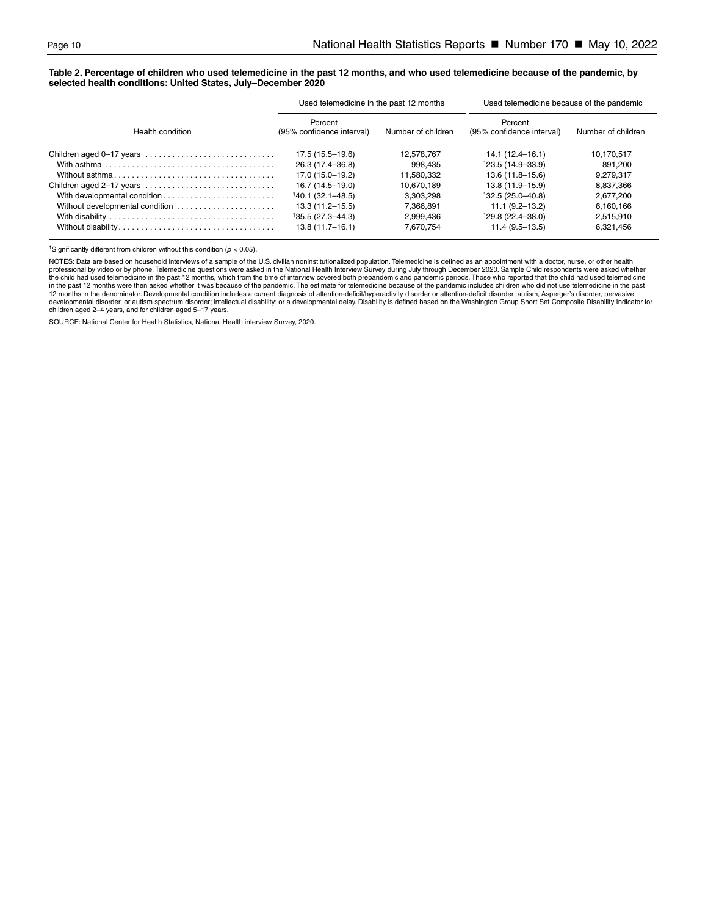**Table 2. Percentage of children who used telemedicine in the past 12 months, and who used telemedicine because of the pandemic, by selected health conditions: United States, July–December 2020**

| Health condition | Used telemedicine in the past 12 months | | Used telemedicine because of the pandemic | |
|---|---|---|---|---|
| | Percent (95% confidence interval) | Number of children | Percent (95% confidence interval) | Number of children |
| Children aged 0–17 years | 17.5 (15.5–19.6) | 12,578,767 | 14.1 (12.4–16.1) | 10,170,517 |
| With asthma | 26.3 (17.4–36.8) | 998,435 | [1]23.5 (14.9–33.9) | 891,200 |
| Without asthma | 17.0 (15.0–19.2) | 11,580,332 | 13.6 (11.8–15.6) | 9,279,317 |
| Children aged 2–17 years | 16.7 (14.5–19.0) | 10,670,189 | 13.8 (11.9–15.9) | 8,837,366 |
| With developmental condition | [1]40.1 (32.1–48.5) | 3,303,298 | [1]32.5 (25.0–40.8) | 2,677,200 |
| Without developmental condition | 13.3 (11.2–15.5) | 7,366,891 | 11.1 (9.2–13.2) | 6,160,166 |
| With disability | [1]35.5 (27.3–44.3) | 2,999,436 | [1]29.8 (22.4–38.0) | 2,515,910 |
| Without disability | 13.8 (11.7–16.1) | 7,670,754 | 11.4 (9.5–13.5) | 6,321,456 |

[1]Significantly different from children without this condition ($p < 0.05$).

NOTES: Data are based on household interviews of a sample of the U.S. civilian noninstitutionalized population. Telemedicine is defined as an appointment with a doctor, nurse, or other health professional by video or by phone. Telemedicine questions were asked in the National Health Interview Survey during July through December 2020. Sample Child respondents were asked whether the child had used telemedicine in the past 12 months, which from the time of interview covered both prepandemic and pandemic periods. Those who reported that the child had used telemedicine in the past 12 months were then asked whether it was because of the pandemic. The estimate for telemedicine because of the pandemic includes children who did not use telemedicine in the past 12 months in the denominator. Developmental condition includes a current diagnosis of attention-deficit/hyperactivity disorder or attention-deficit disorder; autism, Asperger's disorder, pervasive developmental disorder, or autism spectrum disorder; intellectual disability; or a developmental delay. Disability is defined based on the Washington Group Short Set Composite Disability Indicator for children aged 2–4 years, and for children aged 5–17 years.

SOURCE: National Center for Health Statistics, National Health interview Survey, 2020.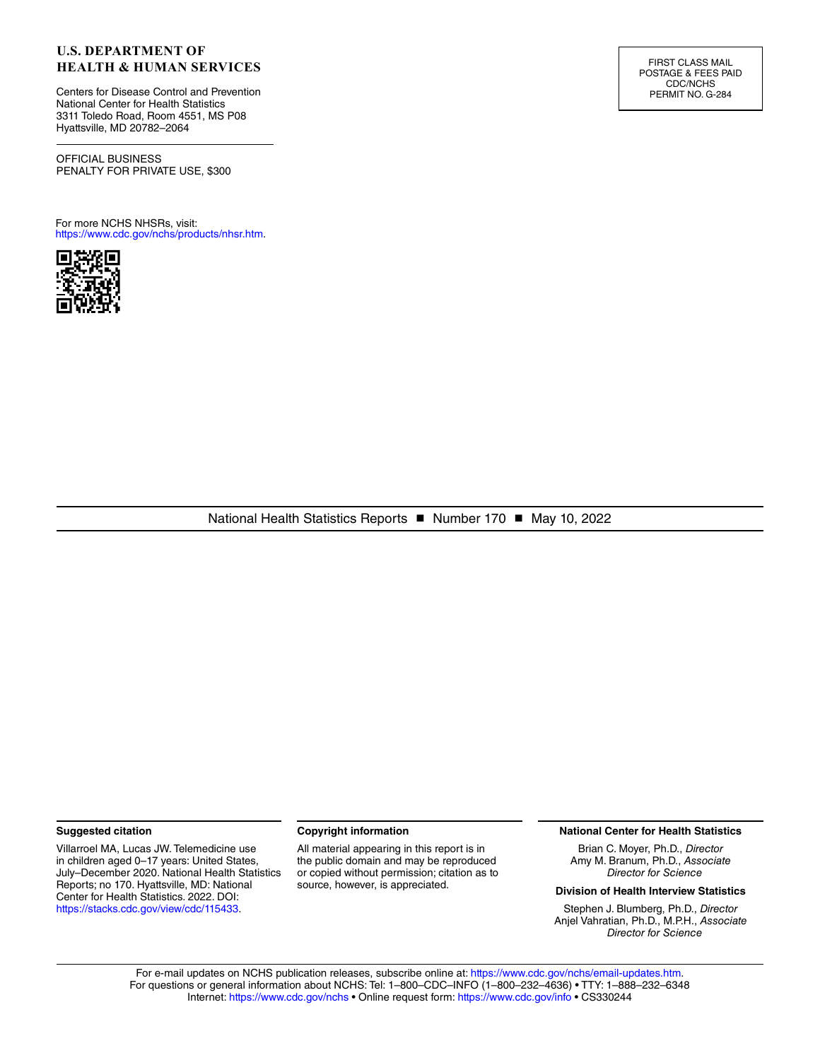**U.S. DEPARTMENT OF HEALTH & HUMAN SERVICES**

Centers for Disease Control and Prevention
National Center for Health Statistics
3311 Toledo Road, Room 4551, MS P08
Hyattsville, MD 20782–2064

OFFICIAL BUSINESS
PENALTY FOR PRIVATE USE, $300

FIRST CLASS MAIL
POSTAGE & FEES PAID
CDC/NCHS
PERMIT NO. G-284

For more NCHS NHSRs, visit:
https://www.cdc.gov/nchs/products/nhsr.htm.

National Health Statistics Reports ■ Number 170 ■ May 10, 2022

**Suggested citation**

Villarroel MA, Lucas JW. Telemedicine use in children aged 0–17 years: United States, July–December 2020. National Health Statistics Reports; no 170. Hyattsville, MD: National Center for Health Statistics. 2022. DOI: https://stacks.cdc.gov/view/cdc/115433.

**Copyright information**

All material appearing in this report is in the public domain and may be reproduced or copied without permission; citation as to source, however, is appreciated.

**National Center for Health Statistics**

Brian C. Moyer, Ph.D., *Director*
Amy M. Branum, Ph.D., *Associate Director for Science*

**Division of Health Interview Statistics**

Stephen J. Blumberg, Ph.D., *Director*
Anjel Vahratian, Ph.D., M.P.H., *Associate Director for Science*

For e-mail updates on NCHS publication releases, subscribe online at: https://www.cdc.gov/nchs/email-updates.htm.
For questions or general information about NCHS: Tel: 1–800–CDC–INFO (1–800–232–4636) • TTY: 1–888–232–6348
Internet: https://www.cdc.gov/nchs • Online request form: https://www.cdc.gov/info • CS330244